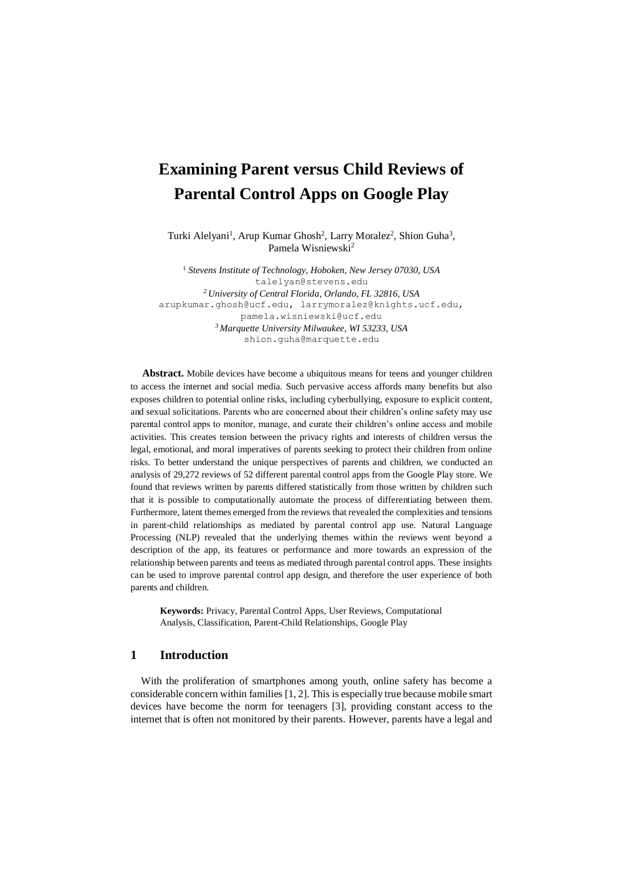# Examining Parent versus Child Reviews of Parental Control Apps on Google Play

Turki Alelyani[1], Arup Kumar Ghosh[2], Larry Moralez[2], Shion Guha[3], Pamela Wisniewski[2]

[1] *Stevens Institute of Technology, Hoboken, New Jersey 07030, USA*
talelyan@stevens.edu
[2] *University of Central Florida, Orlando, FL 32816, USA*
arupkumar.ghosh@ucf.edu, larrymoralez@knights.ucf.edu, pamela.wisniewski@ucf.edu
[3] *Marquette University Milwaukee, WI 53233, USA*
shion.guha@marquette.edu

**Abstract.** Mobile devices have become a ubiquitous means for teens and younger children to access the internet and social media. Such pervasive access affords many benefits but also exposes children to potential online risks, including cyberbullying, exposure to explicit content, and sexual solicitations. Parents who are concerned about their children's online safety may use parental control apps to monitor, manage, and curate their children's online access and mobile activities. This creates tension between the privacy rights and interests of children versus the legal, emotional, and moral imperatives of parents seeking to protect their children from online risks. To better understand the unique perspectives of parents and children, we conducted an analysis of 29,272 reviews of 52 different parental control apps from the Google Play store. We found that reviews written by parents differed statistically from those written by children such that it is possible to computationally automate the process of differentiating between them. Furthermore, latent themes emerged from the reviews that revealed the complexities and tensions in parent-child relationships as mediated by parental control app use. Natural Language Processing (NLP) revealed that the underlying themes within the reviews went beyond a description of the app, its features or performance and more towards an expression of the relationship between parents and teens as mediated through parental control apps. These insights can be used to improve parental control app design, and therefore the user experience of both parents and children.

**Keywords:** Privacy, Parental Control Apps, User Reviews, Computational Analysis, Classification, Parent-Child Relationships, Google Play

## 1 Introduction

With the proliferation of smartphones among youth, online safety has become a considerable concern within families [1, 2]. This is especially true because mobile smart devices have become the norm for teenagers [3], providing constant access to the internet that is often not monitored by their parents. However, parents have a legal and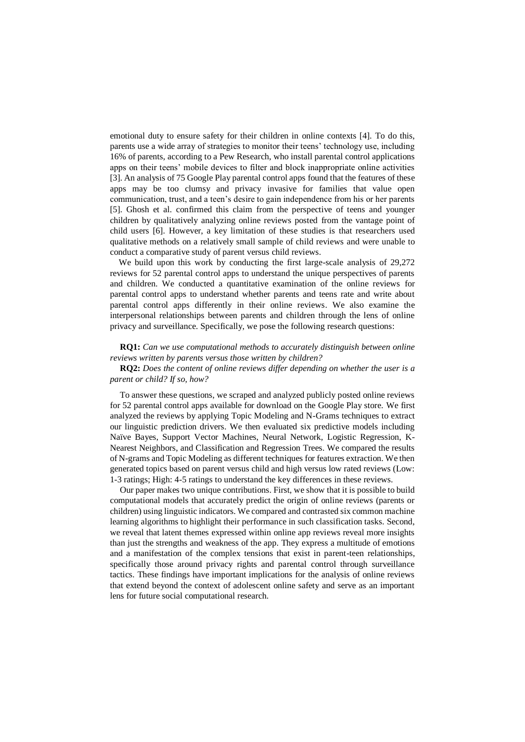emotional duty to ensure safety for their children in online contexts [4]. To do this, parents use a wide array of strategies to monitor their teens' technology use, including 16% of parents, according to a Pew Research, who install parental control applications apps on their teens' mobile devices to filter and block inappropriate online activities [3]. An analysis of 75 Google Play parental control apps found that the features of these apps may be too clumsy and privacy invasive for families that value open communication, trust, and a teen's desire to gain independence from his or her parents [5]. Ghosh et al. confirmed this claim from the perspective of teens and younger children by qualitatively analyzing online reviews posted from the vantage point of child users [6]. However, a key limitation of these studies is that researchers used qualitative methods on a relatively small sample of child reviews and were unable to conduct a comparative study of parent versus child reviews.

We build upon this work by conducting the first large-scale analysis of 29,272 reviews for 52 parental control apps to understand the unique perspectives of parents and children. We conducted a quantitative examination of the online reviews for parental control apps to understand whether parents and teens rate and write about parental control apps differently in their online reviews. We also examine the interpersonal relationships between parents and children through the lens of online privacy and surveillance. Specifically, we pose the following research questions:

**RQ1:** *Can we use computational methods to accurately distinguish between online reviews written by parents versus those written by children?*

**RQ2:** *Does the content of online reviews differ depending on whether the user is a parent or child? If so, how?*

To answer these questions, we scraped and analyzed publicly posted online reviews for 52 parental control apps available for download on the Google Play store. We first analyzed the reviews by applying Topic Modeling and N-Grams techniques to extract our linguistic prediction drivers. We then evaluated six predictive models including Naïve Bayes, Support Vector Machines, Neural Network, Logistic Regression, K-Nearest Neighbors, and Classification and Regression Trees. We compared the results of N-grams and Topic Modeling as different techniques for features extraction. We then generated topics based on parent versus child and high versus low rated reviews (Low: 1-3 ratings; High: 4-5 ratings to understand the key differences in these reviews.

Our paper makes two unique contributions. First, we show that it is possible to build computational models that accurately predict the origin of online reviews (parents or children) using linguistic indicators. We compared and contrasted six common machine learning algorithms to highlight their performance in such classification tasks. Second, we reveal that latent themes expressed within online app reviews reveal more insights than just the strengths and weakness of the app. They express a multitude of emotions and a manifestation of the complex tensions that exist in parent-teen relationships, specifically those around privacy rights and parental control through surveillance tactics. These findings have important implications for the analysis of online reviews that extend beyond the context of adolescent online safety and serve as an important lens for future social computational research.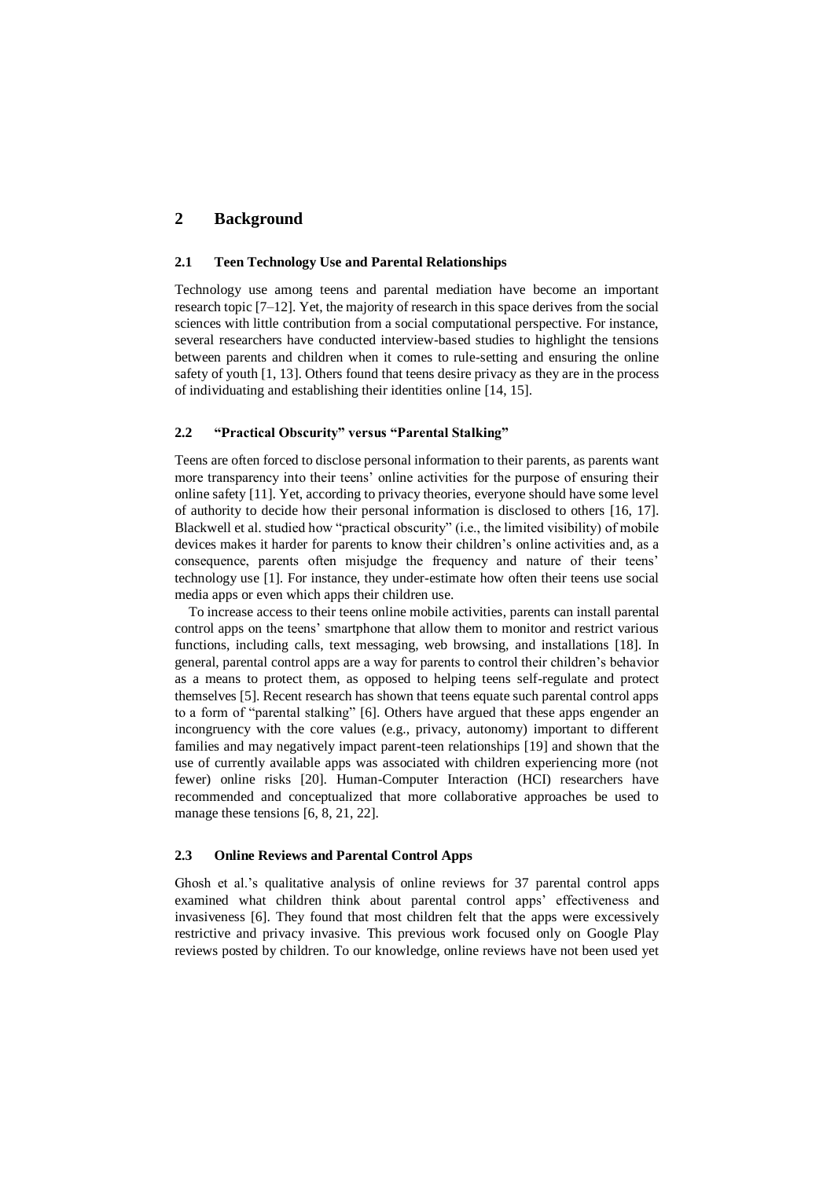## 2 Background

### 2.1 Teen Technology Use and Parental Relationships

Technology use among teens and parental mediation have become an important research topic [7–12]. Yet, the majority of research in this space derives from the social sciences with little contribution from a social computational perspective. For instance, several researchers have conducted interview-based studies to highlight the tensions between parents and children when it comes to rule-setting and ensuring the online safety of youth [1, 13]. Others found that teens desire privacy as they are in the process of individuating and establishing their identities online [14, 15].

### 2.2 "Practical Obscurity" versus "Parental Stalking"

Teens are often forced to disclose personal information to their parents, as parents want more transparency into their teens' online activities for the purpose of ensuring their online safety [11]. Yet, according to privacy theories, everyone should have some level of authority to decide how their personal information is disclosed to others [16, 17]. Blackwell et al. studied how "practical obscurity" (i.e., the limited visibility) of mobile devices makes it harder for parents to know their children's online activities and, as a consequence, parents often misjudge the frequency and nature of their teens' technology use [1]. For instance, they under-estimate how often their teens use social media apps or even which apps their children use.

To increase access to their teens online mobile activities, parents can install parental control apps on the teens' smartphone that allow them to monitor and restrict various functions, including calls, text messaging, web browsing, and installations [18]. In general, parental control apps are a way for parents to control their children's behavior as a means to protect them, as opposed to helping teens self-regulate and protect themselves [5]. Recent research has shown that teens equate such parental control apps to a form of "parental stalking" [6]. Others have argued that these apps engender an incongruency with the core values (e.g., privacy, autonomy) important to different families and may negatively impact parent-teen relationships [19] and shown that the use of currently available apps was associated with children experiencing more (not fewer) online risks [20]. Human-Computer Interaction (HCI) researchers have recommended and conceptualized that more collaborative approaches be used to manage these tensions [6, 8, 21, 22].

### 2.3 Online Reviews and Parental Control Apps

Ghosh et al.'s qualitative analysis of online reviews for 37 parental control apps examined what children think about parental control apps' effectiveness and invasiveness [6]. They found that most children felt that the apps were excessively restrictive and privacy invasive. This previous work focused only on Google Play reviews posted by children. To our knowledge, online reviews have not been used yet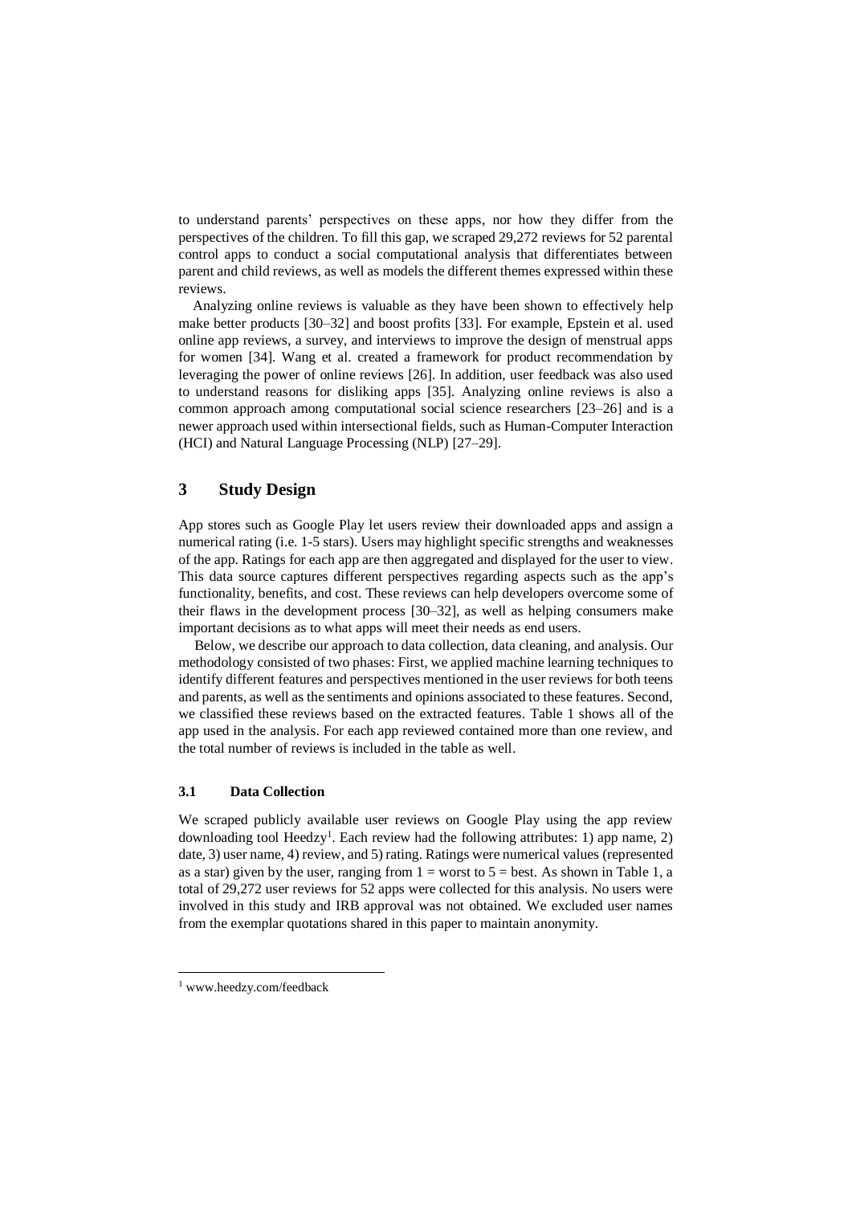to understand parents' perspectives on these apps, nor how they differ from the perspectives of the children. To fill this gap, we scraped 29,272 reviews for 52 parental control apps to conduct a social computational analysis that differentiates between parent and child reviews, as well as models the different themes expressed within these reviews.

Analyzing online reviews is valuable as they have been shown to effectively help make better products [30–32] and boost profits [33]. For example, Epstein et al. used online app reviews, a survey, and interviews to improve the design of menstrual apps for women [34]. Wang et al. created a framework for product recommendation by leveraging the power of online reviews [26]. In addition, user feedback was also used to understand reasons for disliking apps [35]. Analyzing online reviews is also a common approach among computational social science researchers [23–26] and is a newer approach used within intersectional fields, such as Human-Computer Interaction (HCI) and Natural Language Processing (NLP) [27–29].

## 3 Study Design

App stores such as Google Play let users review their downloaded apps and assign a numerical rating (i.e. 1-5 stars). Users may highlight specific strengths and weaknesses of the app. Ratings for each app are then aggregated and displayed for the user to view. This data source captures different perspectives regarding aspects such as the app's functionality, benefits, and cost. These reviews can help developers overcome some of their flaws in the development process [30–32], as well as helping consumers make important decisions as to what apps will meet their needs as end users.

Below, we describe our approach to data collection, data cleaning, and analysis. Our methodology consisted of two phases: First, we applied machine learning techniques to identify different features and perspectives mentioned in the user reviews for both teens and parents, as well as the sentiments and opinions associated to these features. Second, we classified these reviews based on the extracted features. Table 1 shows all of the app used in the analysis. For each app reviewed contained more than one review, and the total number of reviews is included in the table as well.

### 3.1 Data Collection

We scraped publicly available user reviews on Google Play using the app review downloading tool Heedzy[1]. Each review had the following attributes: 1) app name, 2) date, 3) user name, 4) review, and 5) rating. Ratings were numerical values (represented as a star) given by the user, ranging from 1 = worst to 5 = best. As shown in Table 1, a total of 29,272 user reviews for 52 apps were collected for this analysis. No users were involved in this study and IRB approval was not obtained. We excluded user names from the exemplar quotations shared in this paper to maintain anonymity.

[1] www.heedzy.com/feedback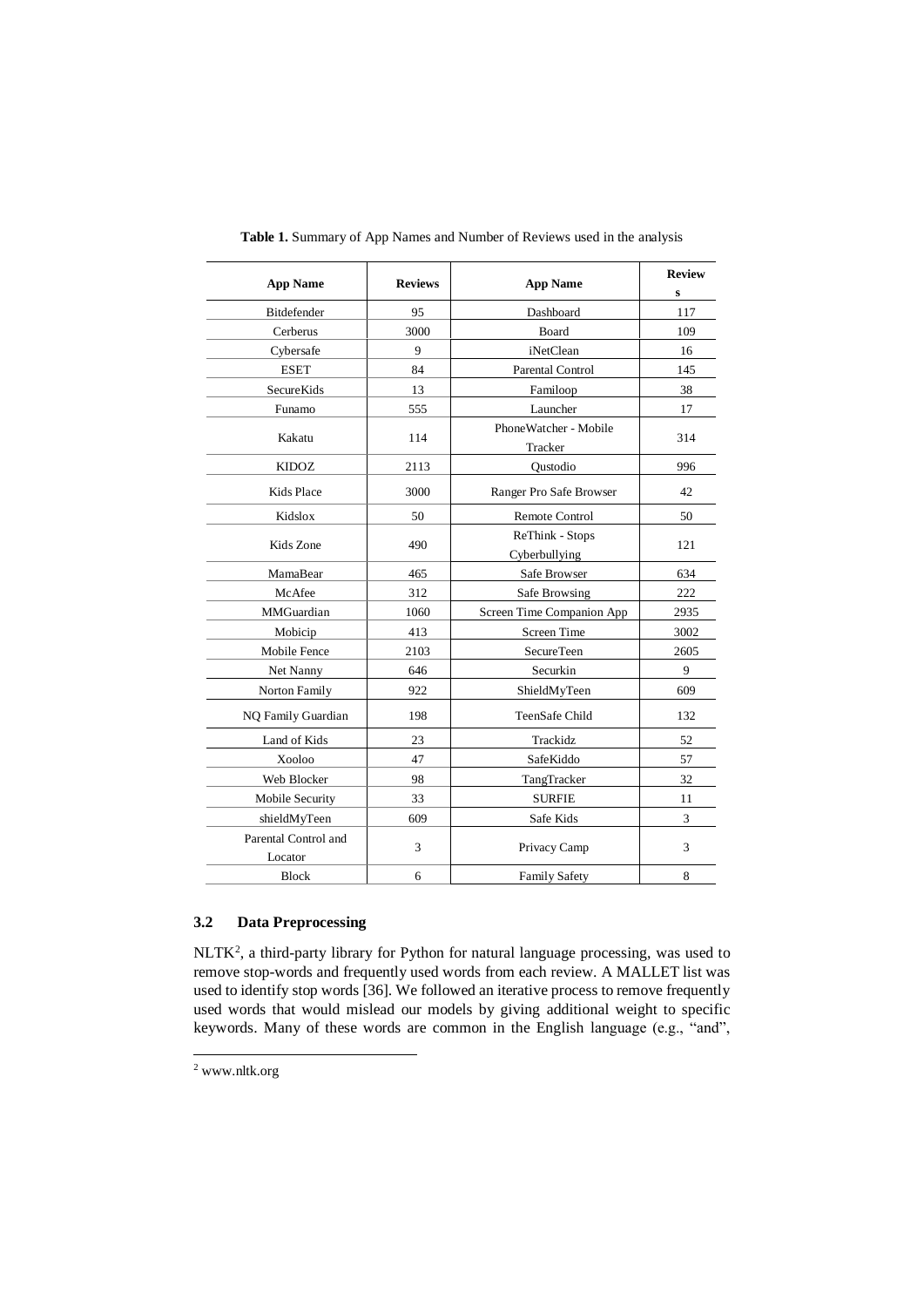**Table 1.** Summary of App Names and Number of Reviews used in the analysis

| App Name | Reviews | App Name | Reviews |
|---|---|---|---|
| Bitdefender | 95 | Dashboard | 117 |
| Cerberus | 3000 | Board | 109 |
| Cybersafe | 9 | iNetClean | 16 |
| ESET | 84 | Parental Control | 145 |
| SecureKids | 13 | Familoop | 38 |
| Funamo | 555 | Launcher | 17 |
| Kakatu | 114 | PhoneWatcher - Mobile Tracker | 314 |
| KIDOZ | 2113 | Qustodio | 996 |
| Kids Place | 3000 | Ranger Pro Safe Browser | 42 |
| Kidslox | 50 | Remote Control | 50 |
| Kids Zone | 490 | ReThink - Stops Cyberbullying | 121 |
| MamaBear | 465 | Safe Browser | 634 |
| McAfee | 312 | Safe Browsing | 222 |
| MMGuardian | 1060 | Screen Time Companion App | 2935 |
| Mobicip | 413 | Screen Time | 3002 |
| Mobile Fence | 2103 | SecureTeen | 2605 |
| Net Nanny | 646 | Securkin | 9 |
| Norton Family | 922 | ShieldMyTeen | 609 |
| NQ Family Guardian | 198 | TeenSafe Child | 132 |
| Land of Kids | 23 | Trackidz | 52 |
| Xooloo | 47 | SafeKiddo | 57 |
| Web Blocker | 98 | TangTracker | 32 |
| Mobile Security | 33 | SURFIE | 11 |
| shieldMyTeen | 609 | Safe Kids | 3 |
| Parental Control and Locator | 3 | Privacy Camp | 3 |
| Block | 6 | Family Safety | 8 |

### 3.2 Data Preprocessing

NLTK[2], a third-party library for Python for natural language processing, was used to remove stop-words and frequently used words from each review. A MALLET list was used to identify stop words [36]. We followed an iterative process to remove frequently used words that would mislead our models by giving additional weight to specific keywords. Many of these words are common in the English language (e.g., "and",

[2] www.nltk.org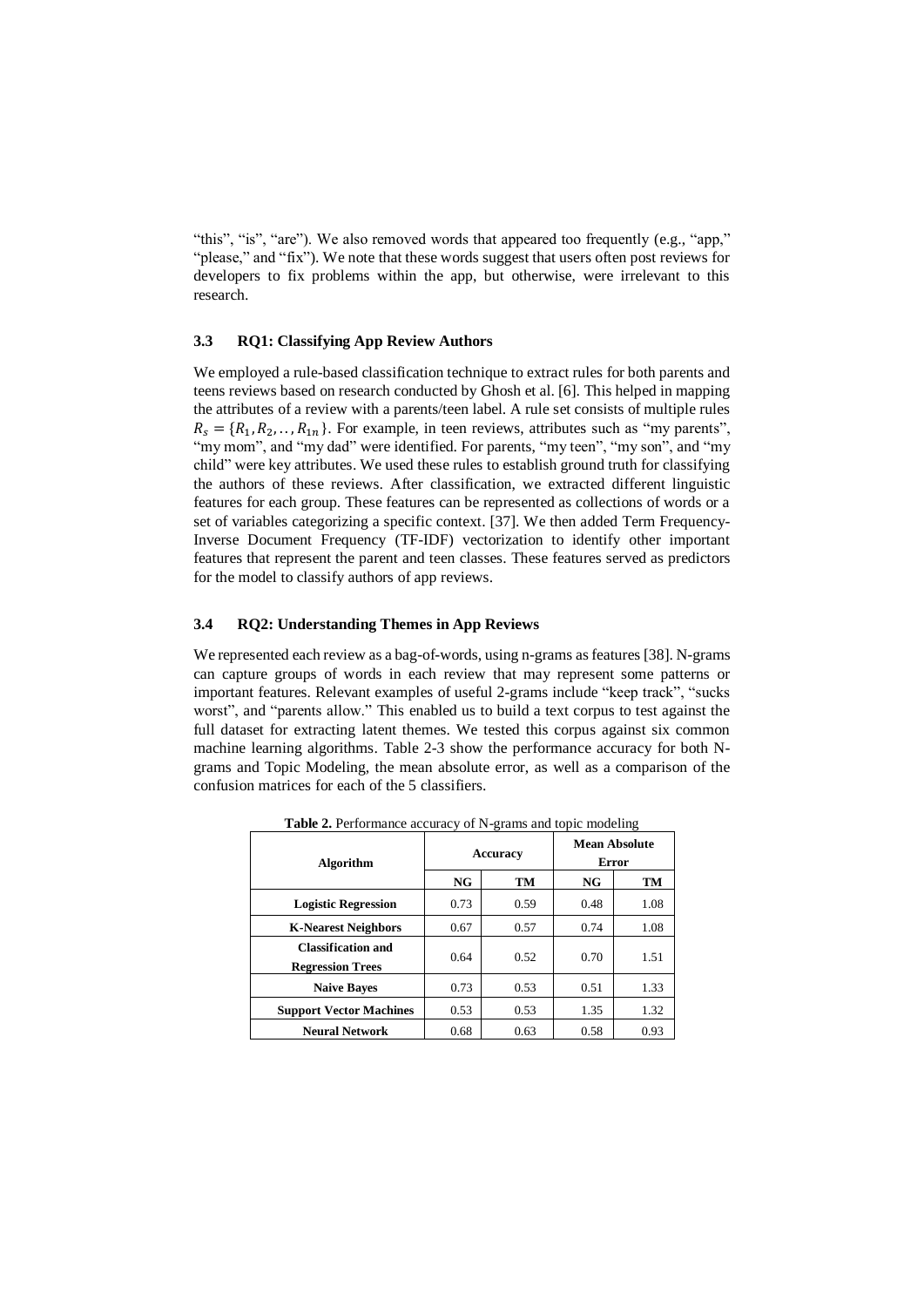"this", "is", "are"). We also removed words that appeared too frequently (e.g., "app," "please," and "fix"). We note that these words suggest that users often post reviews for developers to fix problems within the app, but otherwise, were irrelevant to this research.

### 3.3 RQ1: Classifying App Review Authors

We employed a rule-based classification technique to extract rules for both parents and teens reviews based on research conducted by Ghosh et al. [6]. This helped in mapping the attributes of a review with a parents/teen label. A rule set consists of multiple rules $R_s = \{R_1, R_2, .., R_{1n}\}$. For example, in teen reviews, attributes such as "my parents", "my mom", and "my dad" were identified. For parents, "my teen", "my son", and "my child" were key attributes. We used these rules to establish ground truth for classifying the authors of these reviews. After classification, we extracted different linguistic features for each group. These features can be represented as collections of words or a set of variables categorizing a specific context. [37]. We then added Term Frequency-Inverse Document Frequency (TF-IDF) vectorization to identify other important features that represent the parent and teen classes. These features served as predictors for the model to classify authors of app reviews.

### 3.4 RQ2: Understanding Themes in App Reviews

We represented each review as a bag-of-words, using n-grams as features [38]. N-grams can capture groups of words in each review that may represent some patterns or important features. Relevant examples of useful 2-grams include "keep track", "sucks worst", and "parents allow." This enabled us to build a text corpus to test against the full dataset for extracting latent themes. We tested this corpus against six common machine learning algorithms. Table 2-3 show the performance accuracy for both N-grams and Topic Modeling, the mean absolute error, as well as a comparison of the confusion matrices for each of the 5 classifiers.

**Table 2.** Performance accuracy of N-grams and topic modeling

| Algorithm | Accuracy | | Mean Absolute Error | |
|---|---|---|---|---|
| | NG | TM | NG | TM |
| **Logistic Regression** | 0.73 | 0.59 | 0.48 | 1.08 |
| **K-Nearest Neighbors** | 0.67 | 0.57 | 0.74 | 1.08 |
| **Classification and Regression Trees** | 0.64 | 0.52 | 0.70 | 1.51 |
| **Naive Bayes** | 0.73 | 0.53 | 0.51 | 1.33 |
| **Support Vector Machines** | 0.53 | 0.53 | 1.35 | 1.32 |
| **Neural Network** | 0.68 | 0.63 | 0.58 | 0.93 |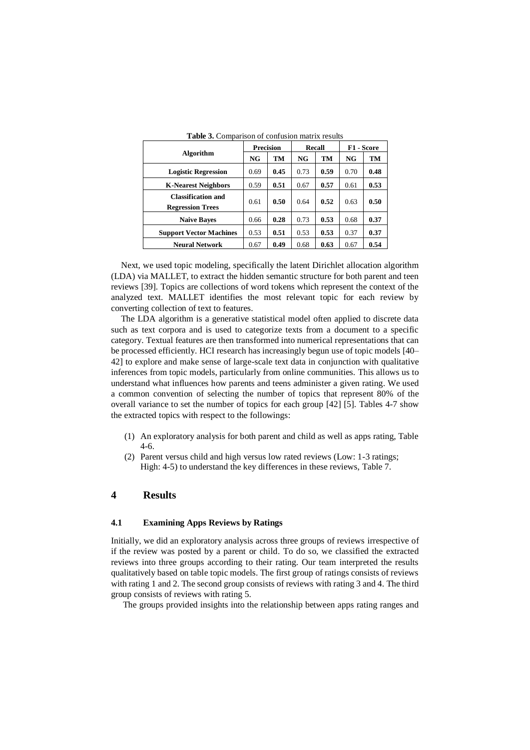**Table 3.** Comparison of confusion matrix results

| Algorithm | Precision | | Recall | | F1 - Score | |
|---|---|---|---|---|---|---|
| | NG | TM | NG | TM | NG | TM |
| **Logistic Regression** | 0.69 | **0.45** | 0.73 | **0.59** | 0.70 | **0.48** |
| **K-Nearest Neighbors** | 0.59 | **0.51** | 0.67 | **0.57** | 0.61 | **0.53** |
| **Classification and Regression Trees** | 0.61 | **0.50** | 0.64 | **0.52** | 0.63 | **0.50** |
| **Naive Bayes** | 0.66 | **0.28** | 0.73 | **0.53** | 0.68 | **0.37** |
| **Support Vector Machines** | 0.53 | **0.51** | 0.53 | **0.53** | 0.37 | **0.37** |
| **Neural Network** | 0.67 | **0.49** | 0.68 | **0.63** | 0.67 | **0.54** |

Next, we used topic modeling, specifically the latent Dirichlet allocation algorithm (LDA) via MALLET, to extract the hidden semantic structure for both parent and teen reviews [39]. Topics are collections of word tokens which represent the context of the analyzed text. MALLET identifies the most relevant topic for each review by converting collection of text to features.

The LDA algorithm is a generative statistical model often applied to discrete data such as text corpora and is used to categorize texts from a document to a specific category. Textual features are then transformed into numerical representations that can be processed efficiently. HCI research has increasingly begun use of topic models [40–42] to explore and make sense of large-scale text data in conjunction with qualitative inferences from topic models, particularly from online communities. This allows us to understand what influences how parents and teens administer a given rating. We used a common convention of selecting the number of topics that represent 80% of the overall variance to set the number of topics for each group [42] [5]. Tables 4-7 show the extracted topics with respect to the followings:

(1) An exploratory analysis for both parent and child as well as apps rating, Table 4-6.
(2) Parent versus child and high versus low rated reviews (Low: 1-3 ratings; High: 4-5) to understand the key differences in these reviews, Table 7.

# 4 Results

## 4.1 Examining Apps Reviews by Ratings

Initially, we did an exploratory analysis across three groups of reviews irrespective of if the review was posted by a parent or child. To do so, we classified the extracted reviews into three groups according to their rating. Our team interpreted the results qualitatively based on table topic models. The first group of ratings consists of reviews with rating 1 and 2. The second group consists of reviews with rating 3 and 4. The third group consists of reviews with rating 5.

The groups provided insights into the relationship between apps rating ranges and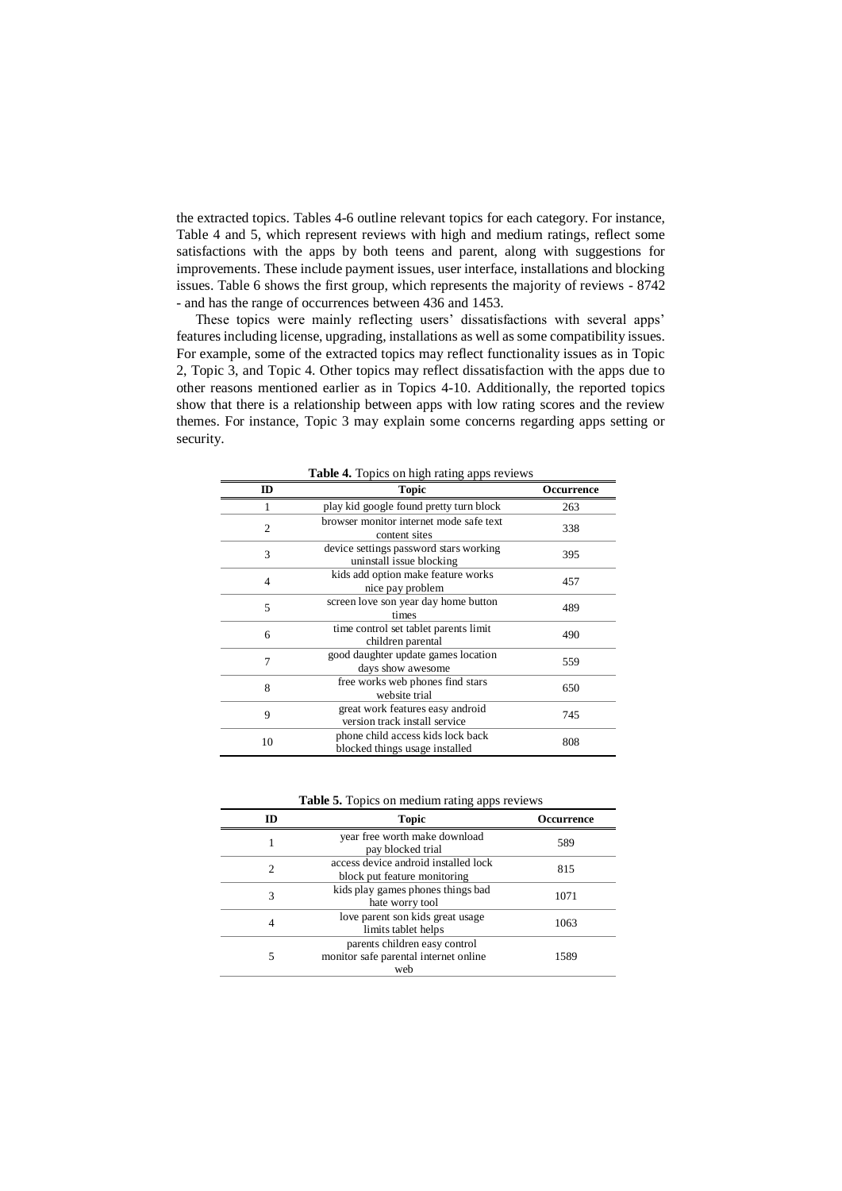the extracted topics. Tables 4-6 outline relevant topics for each category. For instance, Table 4 and 5, which represent reviews with high and medium ratings, reflect some satisfactions with the apps by both teens and parent, along with suggestions for improvements. These include payment issues, user interface, installations and blocking issues. Table 6 shows the first group, which represents the majority of reviews - 8742 - and has the range of occurrences between 436 and 1453.

These topics were mainly reflecting users' dissatisfactions with several apps' features including license, upgrading, installations as well as some compatibility issues. For example, some of the extracted topics may reflect functionality issues as in Topic 2, Topic 3, and Topic 4. Other topics may reflect dissatisfaction with the apps due to other reasons mentioned earlier as in Topics 4-10. Additionally, the reported topics show that there is a relationship between apps with low rating scores and the review themes. For instance, Topic 3 may explain some concerns regarding apps setting or security.

**Table 4.** Topics on high rating apps reviews

| ID | Topic | Occurrence |
|---|---|---|
| 1 | play kid google found pretty turn block | 263 |
| 2 | browser monitor internet mode safe text content sites | 338 |
| 3 | device settings password stars working uninstall issue blocking | 395 |
| 4 | kids add option make feature works nice pay problem | 457 |
| 5 | screen love son year day home button times | 489 |
| 6 | time control set tablet parents limit children parental | 490 |
| 7 | good daughter update games location days show awesome | 559 |
| 8 | free works web phones find stars website trial | 650 |
| 9 | great work features easy android version track install service | 745 |
| 10 | phone child access kids lock back blocked things usage installed | 808 |

**Table 5.** Topics on medium rating apps reviews

| ID | Topic | Occurrence |
|---|---|---|
| 1 | year free worth make download pay blocked trial | 589 |
| 2 | access device android installed lock block put feature monitoring | 815 |
| 3 | kids play games phones things bad hate worry tool | 1071 |
| 4 | love parent son kids great usage limits tablet helps | 1063 |
| 5 | parents children easy control monitor safe parental internet online web | 1589 |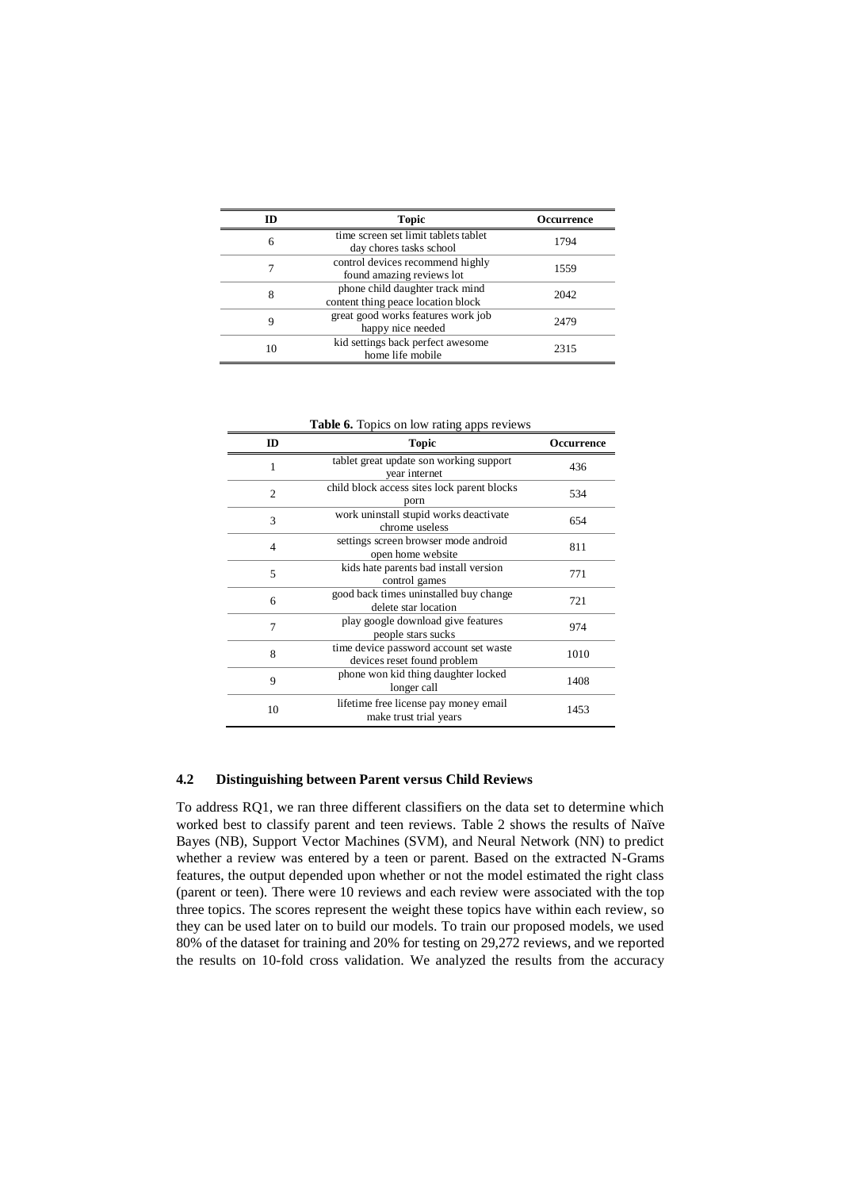| ID | Topic | Occurrence |
| --- | --- | --- |
| 6 | time screen set limit tablets tablet day chores tasks school | 1794 |
| 7 | control devices recommend highly found amazing reviews lot | 1559 |
| 8 | phone child daughter track mind content thing peace location block | 2042 |
| 9 | great good works features work job happy nice needed | 2479 |
| 10 | kid settings back perfect awesome home life mobile | 2315 |

**Table 6.** Topics on low rating apps reviews

| ID | Topic | Occurrence |
| --- | --- | --- |
| 1 | tablet great update son working support year internet | 436 |
| 2 | child block access sites lock parent blocks porn | 534 |
| 3 | work uninstall stupid works deactivate chrome useless | 654 |
| 4 | settings screen browser mode android open home website | 811 |
| 5 | kids hate parents bad install version control games | 771 |
| 6 | good back times uninstalled buy change delete star location | 721 |
| 7 | play google download give features people stars sucks | 974 |
| 8 | time device password account set waste devices reset found problem | 1010 |
| 9 | phone won kid thing daughter locked longer call | 1408 |
| 10 | lifetime free license pay money email make trust trial years | 1453 |

### 4.2 Distinguishing between Parent versus Child Reviews

To address RQ1, we ran three different classifiers on the data set to determine which worked best to classify parent and teen reviews. Table 2 shows the results of Naïve Bayes (NB), Support Vector Machines (SVM), and Neural Network (NN) to predict whether a review was entered by a teen or parent. Based on the extracted N-Grams features, the output depended upon whether or not the model estimated the right class (parent or teen). There were 10 reviews and each review were associated with the top three topics. The scores represent the weight these topics have within each review, so they can be used later on to build our models. To train our proposed models, we used 80% of the dataset for training and 20% for testing on 29,272 reviews, and we reported the results on 10-fold cross validation. We analyzed the results from the accuracy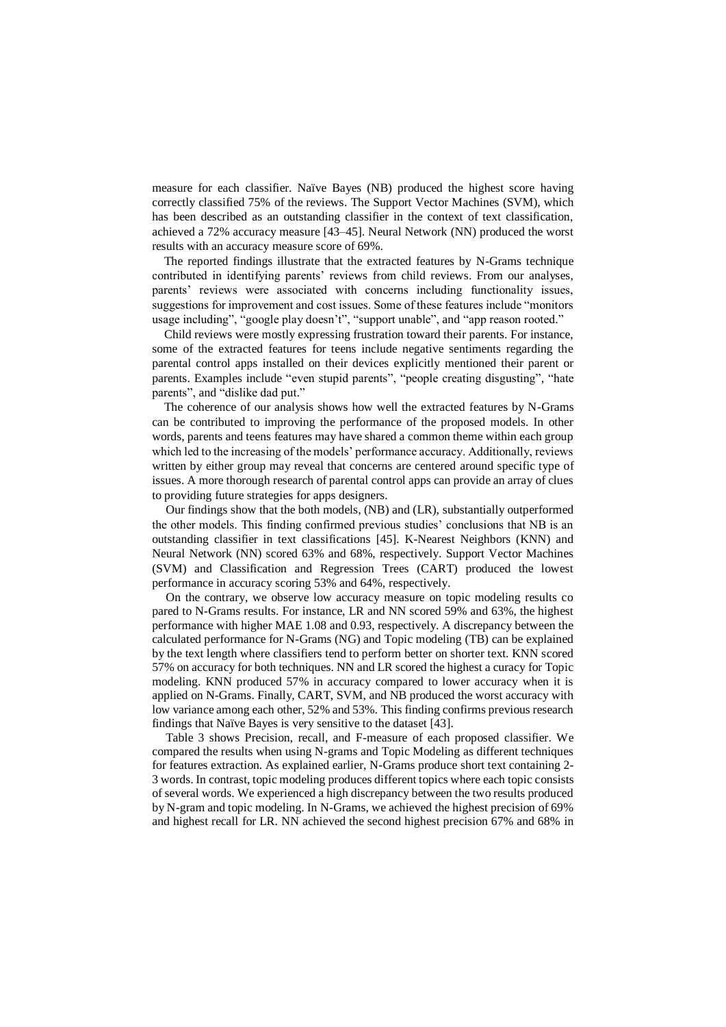measure for each classifier. Naïve Bayes (NB) produced the highest score having correctly classified 75% of the reviews. The Support Vector Machines (SVM), which has been described as an outstanding classifier in the context of text classification, achieved a 72% accuracy measure [43–45]. Neural Network (NN) produced the worst results with an accuracy measure score of 69%.

The reported findings illustrate that the extracted features by N-Grams technique contributed in identifying parents' reviews from child reviews. From our analyses, parents' reviews were associated with concerns including functionality issues, suggestions for improvement and cost issues. Some of these features include "monitors usage including", "google play doesn't", "support unable", and "app reason rooted."

Child reviews were mostly expressing frustration toward their parents. For instance, some of the extracted features for teens include negative sentiments regarding the parental control apps installed on their devices explicitly mentioned their parent or parents. Examples include "even stupid parents", "people creating disgusting", "hate parents", and "dislike dad put."

The coherence of our analysis shows how well the extracted features by N-Grams can be contributed to improving the performance of the proposed models. In other words, parents and teens features may have shared a common theme within each group which led to the increasing of the models' performance accuracy. Additionally, reviews written by either group may reveal that concerns are centered around specific type of issues. A more thorough research of parental control apps can provide an array of clues to providing future strategies for apps designers.

Our findings show that the both models, (NB) and (LR), substantially outperformed the other models. This finding confirmed previous studies' conclusions that NB is an outstanding classifier in text classifications [45]. K-Nearest Neighbors (KNN) and Neural Network (NN) scored 63% and 68%, respectively. Support Vector Machines (SVM) and Classification and Regression Trees (CART) produced the lowest performance in accuracy scoring 53% and 64%, respectively.

On the contrary, we observe low accuracy measure on topic modeling results co pared to N-Grams results. For instance, LR and NN scored 59% and 63%, the highest performance with higher MAE 1.08 and 0.93, respectively. A discrepancy between the calculated performance for N-Grams (NG) and Topic modeling (TB) can be explained by the text length where classifiers tend to perform better on shorter text. KNN scored 57% on accuracy for both techniques. NN and LR scored the highest a curacy for Topic modeling. KNN produced 57% in accuracy compared to lower accuracy when it is applied on N-Grams. Finally, CART, SVM, and NB produced the worst accuracy with low variance among each other, 52% and 53%. This finding confirms previous research findings that Naïve Bayes is very sensitive to the dataset [43].

Table 3 shows Precision, recall, and F-measure of each proposed classifier. We compared the results when using N-grams and Topic Modeling as different techniques for features extraction. As explained earlier, N-Grams produce short text containing 2-3 words. In contrast, topic modeling produces different topics where each topic consists of several words. We experienced a high discrepancy between the two results produced by N-gram and topic modeling. In N-Grams, we achieved the highest precision of 69% and highest recall for LR. NN achieved the second highest precision 67% and 68% in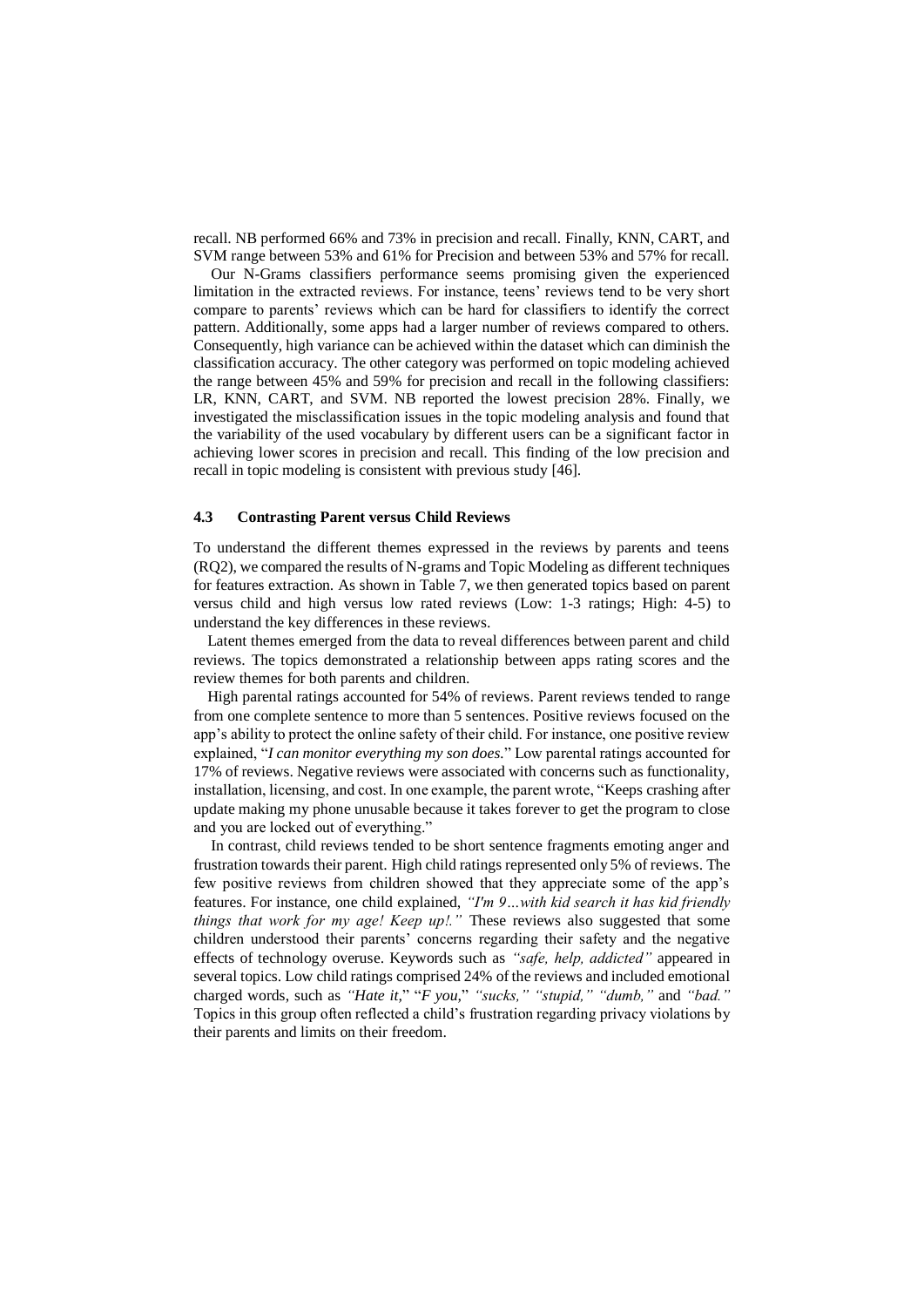recall. NB performed 66% and 73% in precision and recall. Finally, KNN, CART, and SVM range between 53% and 61% for Precision and between 53% and 57% for recall.

Our N-Grams classifiers performance seems promising given the experienced limitation in the extracted reviews. For instance, teens' reviews tend to be very short compare to parents' reviews which can be hard for classifiers to identify the correct pattern. Additionally, some apps had a larger number of reviews compared to others. Consequently, high variance can be achieved within the dataset which can diminish the classification accuracy. The other category was performed on topic modeling achieved the range between 45% and 59% for precision and recall in the following classifiers: LR, KNN, CART, and SVM. NB reported the lowest precision 28%. Finally, we investigated the misclassification issues in the topic modeling analysis and found that the variability of the used vocabulary by different users can be a significant factor in achieving lower scores in precision and recall. This finding of the low precision and recall in topic modeling is consistent with previous study [46].

### 4.3 Contrasting Parent versus Child Reviews

To understand the different themes expressed in the reviews by parents and teens (RQ2), we compared the results of N-grams and Topic Modeling as different techniques for features extraction. As shown in Table 7, we then generated topics based on parent versus child and high versus low rated reviews (Low: 1-3 ratings; High: 4-5) to understand the key differences in these reviews.

Latent themes emerged from the data to reveal differences between parent and child reviews. The topics demonstrated a relationship between apps rating scores and the review themes for both parents and children.

High parental ratings accounted for 54% of reviews. Parent reviews tended to range from one complete sentence to more than 5 sentences. Positive reviews focused on the app's ability to protect the online safety of their child. For instance, one positive review explained, "*I can monitor everything my son does.*" Low parental ratings accounted for 17% of reviews. Negative reviews were associated with concerns such as functionality, installation, licensing, and cost. In one example, the parent wrote, "Keeps crashing after update making my phone unusable because it takes forever to get the program to close and you are locked out of everything."

In contrast, child reviews tended to be short sentence fragments emoting anger and frustration towards their parent. High child ratings represented only 5% of reviews. The few positive reviews from children showed that they appreciate some of the app's features. For instance, one child explained, *"I'm 9…with kid search it has kid friendly things that work for my age! Keep up!."* These reviews also suggested that some children understood their parents' concerns regarding their safety and the negative effects of technology overuse. Keywords such as *"safe, help, addicted"* appeared in several topics. Low child ratings comprised 24% of the reviews and included emotional charged words, such as *"Hate it,"* "*F you,*" *"sucks," "stupid," "dumb,"* and *"bad."* Topics in this group often reflected a child's frustration regarding privacy violations by their parents and limits on their freedom.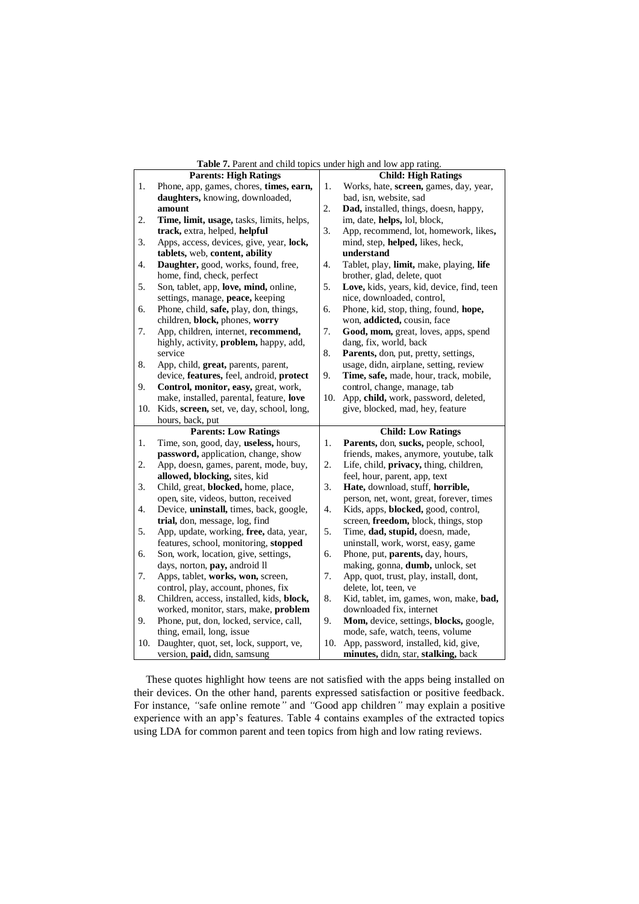**Table 7.** Parent and child topics under high and low app rating.

| | Parents: High Ratings | | Child: High Ratings |
|---|---|---|---|
| 1. | Phone, app, games, chores, **times, earn, daughters,** knowing, downloaded, **amount** | 1. | Works, hate, **screen,** games, day, year, bad, isn, website, sad |
| 2. | **Time, limit, usage,** tasks, limits, helps, **track,** extra, helped, **helpful** | 2. | **Dad,** installed, things, doesn, happy, im, date, **helps,** lol, block, |
| 3. | Apps, access, devices, give, year, **lock, tablets,** web, **content, ability** | 3. | App, recommend, lot, homework, likes**,** mind, step, **helped,** likes, heck, **understand** |
| 4. | **Daughter,** good, works, found, free, home, find, check, perfect | 4. | Tablet, play, **limit,** make, playing, **life** brother, glad, delete, quot |
| 5. | Son, tablet, app, **love, mind,** online, settings, manage, **peace,** keeping | 5. | **Love,** kids, years, kid, device, find, teen nice, downloaded, control, |
| 6. | Phone, child, **safe,** play, don, things, children, **block,** phones, **worry** | 6. | Phone, kid, stop, thing, found, **hope,** won, **addicted,** cousin, face |
| 7. | App, children, internet, **recommend,** highly, activity, **problem,** happy, add, service | 7. | **Good, mom,** great, loves, apps, spend dang, fix, world, back |
| 8. | App, child, **great,** parents, parent, device, **features,** feel, android, **protect** | 8. | **Parents,** don, put, pretty, settings, usage, didn, airplane, setting, review |
| 9. | **Control, monitor, easy,** great, work, make, installed, parental, feature, **love** | 9. | **Time, safe,** made, hour, track, mobile, control, change, manage, tab |
| 10. | Kids, **screen,** set, ve, day, school, long, hours, back, put | 10. | App, **child,** work, password, deleted, give, blocked, mad, hey, feature |
| | **Parents: Low Ratings** | | **Child: Low Ratings** |
| 1. | Time, son, good, day, **useless,** hours, **password,** application, change, show | 1. | **Parents,** don, **sucks,** people, school, friends, makes, anymore, youtube, talk |
| 2. | App, doesn, games, parent, mode, buy, **allowed, blocking,** sites, kid | 2. | Life, child, **privacy,** thing, children, feel, hour, parent, app, text |
| 3. | Child, great, **blocked,** home, place, open, site, videos, button, received | 3. | **Hate,** download, stuff, **horrible,** person, net, wont, great, forever, times |
| 4. | Device, **uninstall,** times, back, google, **trial,** don, message, log, find | 4. | Kids, apps, **blocked,** good, control, screen, **freedom,** block, things, stop |
| 5. | App, update, working, **free,** data, year, features, school, monitoring, **stopped** | 5. | Time, **dad, stupid,** doesn, made, uninstall, work, worst, easy, game |
| 6. | Son, work, location, give, settings, days, norton, **pay,** android ll | 6. | Phone, put, **parents,** day, hours, making, gonna, **dumb,** unlock, set |
| 7. | Apps, tablet, **works, won,** screen, control, play, account, phones, fix | 7. | App, quot, trust, play, install, dont, delete, lot, teen, ve |
| 8. | Children, access, installed, kids, **block,** worked, monitor, stars, make, **problem** | 8. | Kid, tablet, im, games, won, make, **bad,** downloaded fix, internet |
| 9. | Phone, put, don, locked, service, call, thing, email, long, issue | 9. | **Mom,** device, settings, **blocks,** google, mode, safe, watch, teens, volume |
| 10. | Daughter, quot, set, lock, support, ve, version, **paid,** didn, samsung | 10. | App, password, installed, kid, give, **minutes,** didn, star, **stalking,** back |

These quotes highlight how teens are not satisfied with the apps being installed on their devices. On the other hand, parents expressed satisfaction or positive feedback. For instance, *"*safe online remote*"* and *"*Good app children*"* may explain a positive experience with an app's features. Table 4 contains examples of the extracted topics using LDA for common parent and teen topics from high and low rating reviews.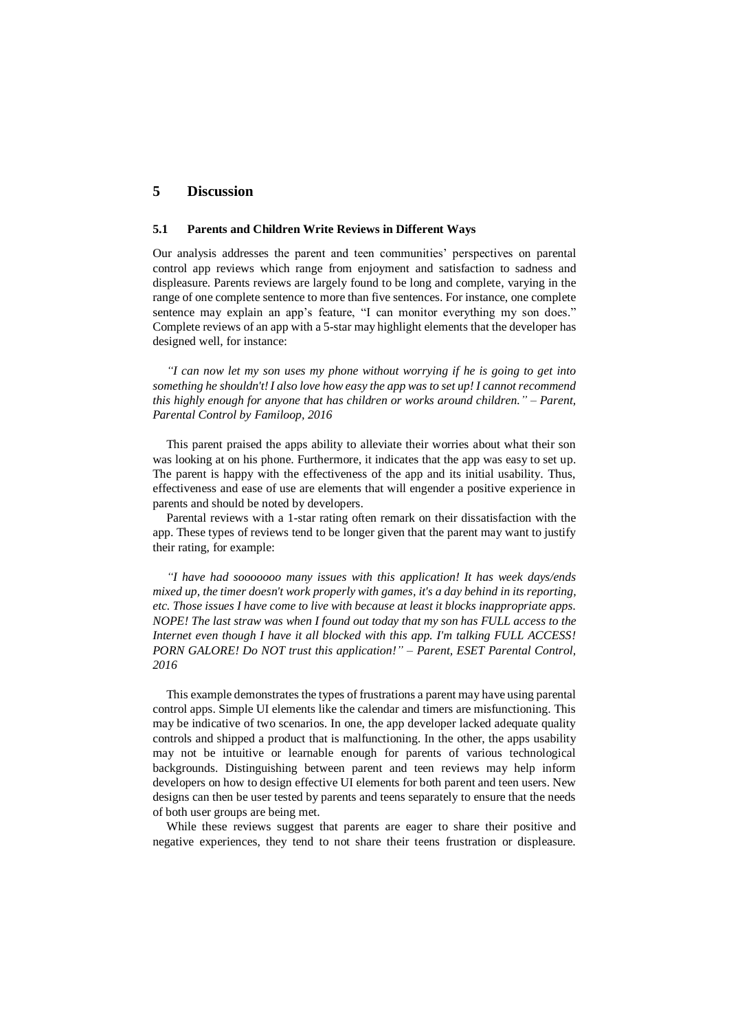# 5 Discussion

## 5.1 Parents and Children Write Reviews in Different Ways

Our analysis addresses the parent and teen communities' perspectives on parental control app reviews which range from enjoyment and satisfaction to sadness and displeasure. Parents reviews are largely found to be long and complete, varying in the range of one complete sentence to more than five sentences. For instance, one complete sentence may explain an app's feature, "I can monitor everything my son does." Complete reviews of an app with a 5-star may highlight elements that the developer has designed well, for instance:

> *"I can now let my son uses my phone without worrying if he is going to get into something he shouldn't! I also love how easy the app was to set up! I cannot recommend this highly enough for anyone that has children or works around children." – Parent, Parental Control by Familoop, 2016*

This parent praised the apps ability to alleviate their worries about what their son was looking at on his phone. Furthermore, it indicates that the app was easy to set up. The parent is happy with the effectiveness of the app and its initial usability. Thus, effectiveness and ease of use are elements that will engender a positive experience in parents and should be noted by developers.

Parental reviews with a 1-star rating often remark on their dissatisfaction with the app. These types of reviews tend to be longer given that the parent may want to justify their rating, for example:

> *"I have had sooooooo many issues with this application! It has week days/ends mixed up, the timer doesn't work properly with games, it's a day behind in its reporting, etc. Those issues I have come to live with because at least it blocks inappropriate apps. NOPE! The last straw was when I found out today that my son has FULL access to the Internet even though I have it all blocked with this app. I'm talking FULL ACCESS! PORN GALORE! Do NOT trust this application!" – Parent, ESET Parental Control, 2016*

This example demonstrates the types of frustrations a parent may have using parental control apps. Simple UI elements like the calendar and timers are misfunctioning. This may be indicative of two scenarios. In one, the app developer lacked adequate quality controls and shipped a product that is malfunctioning. In the other, the apps usability may not be intuitive or learnable enough for parents of various technological backgrounds. Distinguishing between parent and teen reviews may help inform developers on how to design effective UI elements for both parent and teen users. New designs can then be user tested by parents and teens separately to ensure that the needs of both user groups are being met.

While these reviews suggest that parents are eager to share their positive and negative experiences, they tend to not share their teens frustration or displeasure.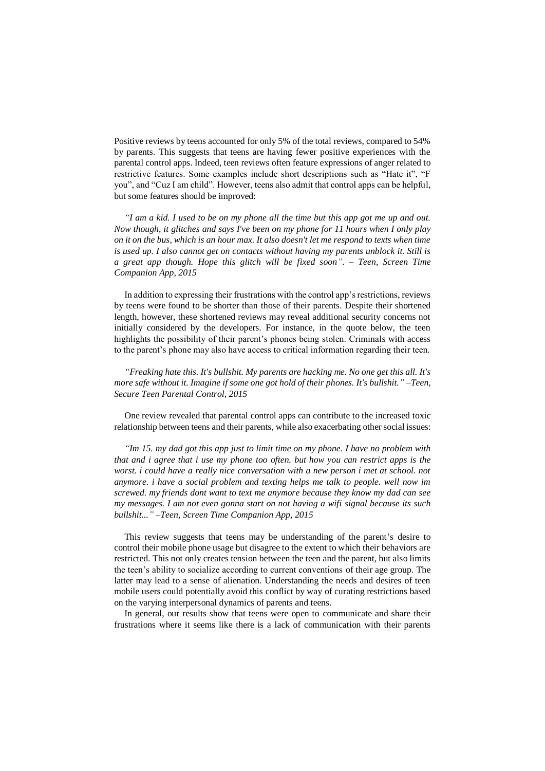Positive reviews by teens accounted for only 5% of the total reviews, compared to 54% by parents. This suggests that teens are having fewer positive experiences with the parental control apps. Indeed, teen reviews often feature expressions of anger related to restrictive features. Some examples include short descriptions such as "Hate it", "F you", and "Cuz I am child". However, teens also admit that control apps can be helpful, but some features should be improved:

> *"I am a kid. I used to be on my phone all the time but this app got me up and out. Now though, it glitches and says I've been on my phone for 11 hours when I only play on it on the bus, which is an hour max. It also doesn't let me respond to texts when time is used up. I also cannot get on contacts without having my parents unblock it. Still is a great app though. Hope this glitch will be fixed soon". – Teen, Screen Time Companion App, 2015*

In addition to expressing their frustrations with the control app's restrictions, reviews by teens were found to be shorter than those of their parents. Despite their shortened length, however, these shortened reviews may reveal additional security concerns not initially considered by the developers. For instance, in the quote below, the teen highlights the possibility of their parent's phones being stolen. Criminals with access to the parent's phone may also have access to critical information regarding their teen.

> *"Freaking hate this. It's bullshit. My parents are hacking me. No one get this all. It's more safe without it. Imagine if some one got hold of their phones. It's bullshit." –Teen, Secure Teen Parental Control, 2015*

One review revealed that parental control apps can contribute to the increased toxic relationship between teens and their parents, while also exacerbating other social issues:

> *"Im 15. my dad got this app just to limit time on my phone. I have no problem with that and i agree that i use my phone too often. but how you can restrict apps is the worst. i could have a really nice conversation with a new person i met at school. not anymore. i have a social problem and texting helps me talk to people. well now im screwed. my friends dont want to text me anymore because they know my dad can see my messages. I am not even gonna start on not having a wifi signal because its such bullshit..." –Teen, Screen Time Companion App, 2015*

This review suggests that teens may be understanding of the parent's desire to control their mobile phone usage but disagree to the extent to which their behaviors are restricted. This not only creates tension between the teen and the parent, but also limits the teen's ability to socialize according to current conventions of their age group. The latter may lead to a sense of alienation. Understanding the needs and desires of teen mobile users could potentially avoid this conflict by way of curating restrictions based on the varying interpersonal dynamics of parents and teens.

In general, our results show that teens were open to communicate and share their frustrations where it seems like there is a lack of communication with their parents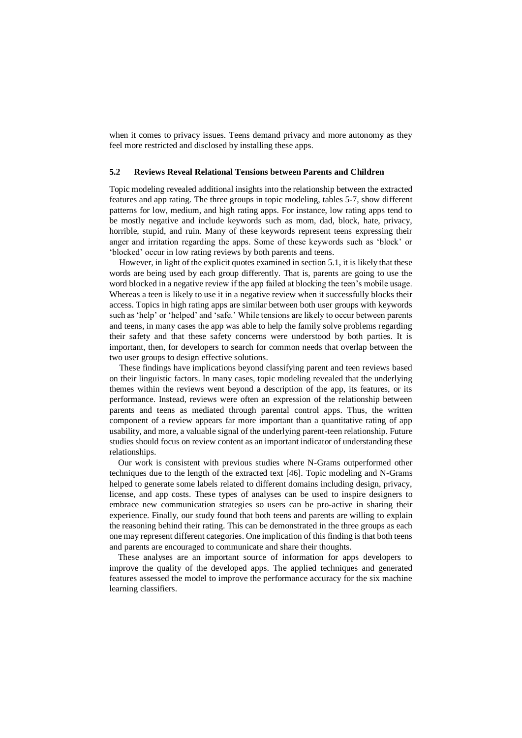when it comes to privacy issues. Teens demand privacy and more autonomy as they feel more restricted and disclosed by installing these apps.

### 5.2 Reviews Reveal Relational Tensions between Parents and Children

Topic modeling revealed additional insights into the relationship between the extracted features and app rating. The three groups in topic modeling, tables 5-7, show different patterns for low, medium, and high rating apps. For instance, low rating apps tend to be mostly negative and include keywords such as mom, dad, block, hate, privacy, horrible, stupid, and ruin. Many of these keywords represent teens expressing their anger and irritation regarding the apps. Some of these keywords such as 'block' or 'blocked' occur in low rating reviews by both parents and teens.

However, in light of the explicit quotes examined in section 5.1, it is likely that these words are being used by each group differently. That is, parents are going to use the word blocked in a negative review if the app failed at blocking the teen's mobile usage. Whereas a teen is likely to use it in a negative review when it successfully blocks their access. Topics in high rating apps are similar between both user groups with keywords such as 'help' or 'helped' and 'safe.' While tensions are likely to occur between parents and teens, in many cases the app was able to help the family solve problems regarding their safety and that these safety concerns were understood by both parties. It is important, then, for developers to search for common needs that overlap between the two user groups to design effective solutions.

These findings have implications beyond classifying parent and teen reviews based on their linguistic factors. In many cases, topic modeling revealed that the underlying themes within the reviews went beyond a description of the app, its features, or its performance. Instead, reviews were often an expression of the relationship between parents and teens as mediated through parental control apps. Thus, the written component of a review appears far more important than a quantitative rating of app usability, and more, a valuable signal of the underlying parent-teen relationship. Future studies should focus on review content as an important indicator of understanding these relationships.

Our work is consistent with previous studies where N-Grams outperformed other techniques due to the length of the extracted text [46]. Topic modeling and N-Grams helped to generate some labels related to different domains including design, privacy, license, and app costs. These types of analyses can be used to inspire designers to embrace new communication strategies so users can be pro-active in sharing their experience. Finally, our study found that both teens and parents are willing to explain the reasoning behind their rating. This can be demonstrated in the three groups as each one may represent different categories. One implication of this finding is that both teens and parents are encouraged to communicate and share their thoughts.

These analyses are an important source of information for apps developers to improve the quality of the developed apps. The applied techniques and generated features assessed the model to improve the performance accuracy for the six machine learning classifiers.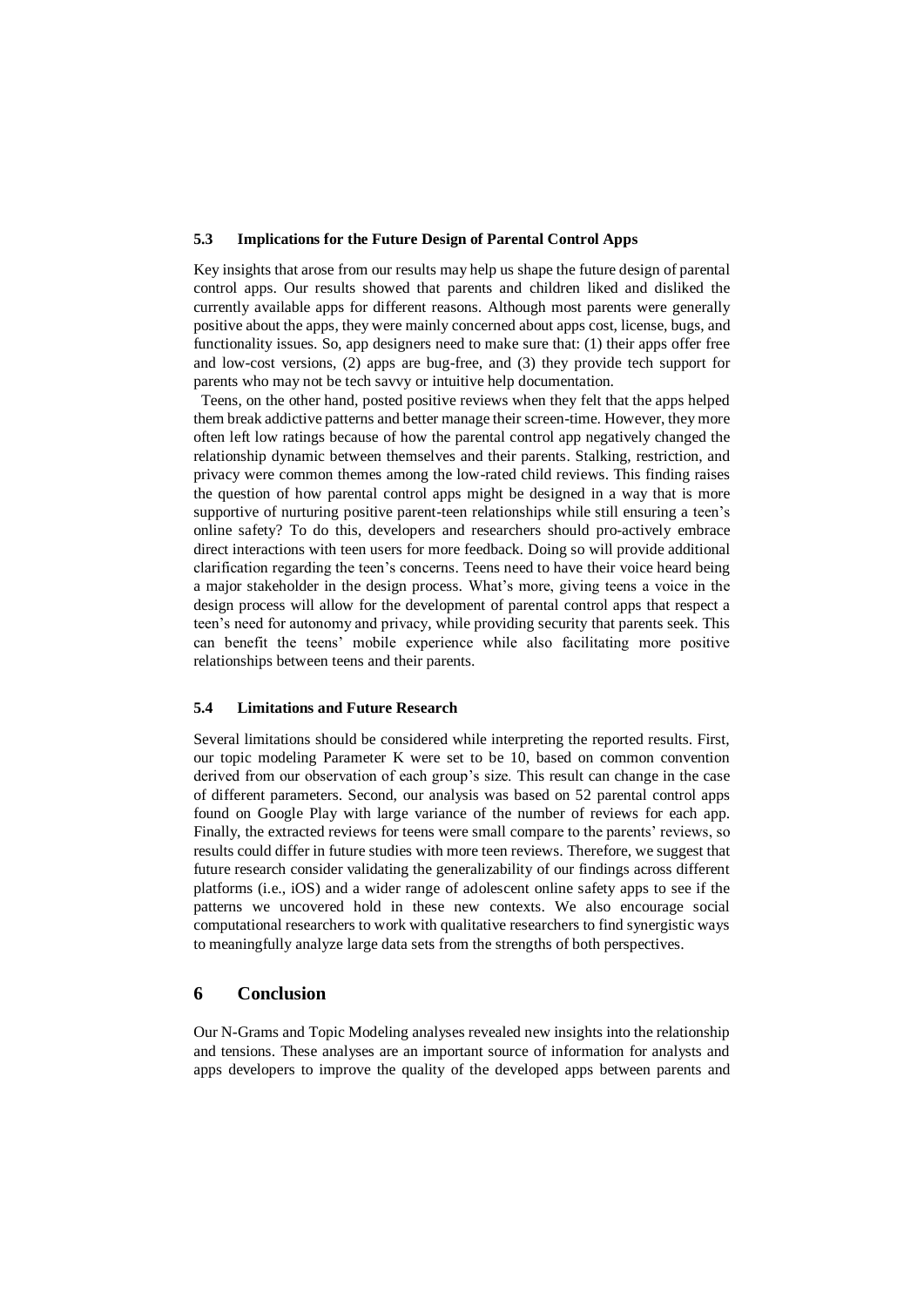### 5.3 Implications for the Future Design of Parental Control Apps

Key insights that arose from our results may help us shape the future design of parental control apps. Our results showed that parents and children liked and disliked the currently available apps for different reasons. Although most parents were generally positive about the apps, they were mainly concerned about apps cost, license, bugs, and functionality issues. So, app designers need to make sure that: (1) their apps offer free and low-cost versions, (2) apps are bug-free, and (3) they provide tech support for parents who may not be tech savvy or intuitive help documentation.

Teens, on the other hand, posted positive reviews when they felt that the apps helped them break addictive patterns and better manage their screen-time. However, they more often left low ratings because of how the parental control app negatively changed the relationship dynamic between themselves and their parents. Stalking, restriction, and privacy were common themes among the low-rated child reviews. This finding raises the question of how parental control apps might be designed in a way that is more supportive of nurturing positive parent-teen relationships while still ensuring a teen's online safety? To do this, developers and researchers should pro-actively embrace direct interactions with teen users for more feedback. Doing so will provide additional clarification regarding the teen's concerns. Teens need to have their voice heard being a major stakeholder in the design process. What's more, giving teens a voice in the design process will allow for the development of parental control apps that respect a teen's need for autonomy and privacy, while providing security that parents seek. This can benefit the teens' mobile experience while also facilitating more positive relationships between teens and their parents.

### 5.4 Limitations and Future Research

Several limitations should be considered while interpreting the reported results. First, our topic modeling Parameter K were set to be 10, based on common convention derived from our observation of each group's size. This result can change in the case of different parameters. Second, our analysis was based on 52 parental control apps found on Google Play with large variance of the number of reviews for each app. Finally, the extracted reviews for teens were small compare to the parents' reviews, so results could differ in future studies with more teen reviews. Therefore, we suggest that future research consider validating the generalizability of our findings across different platforms (i.e., iOS) and a wider range of adolescent online safety apps to see if the patterns we uncovered hold in these new contexts. We also encourage social computational researchers to work with qualitative researchers to find synergistic ways to meaningfully analyze large data sets from the strengths of both perspectives.

## 6 Conclusion

Our N-Grams and Topic Modeling analyses revealed new insights into the relationship and tensions. These analyses are an important source of information for analysts and apps developers to improve the quality of the developed apps between parents and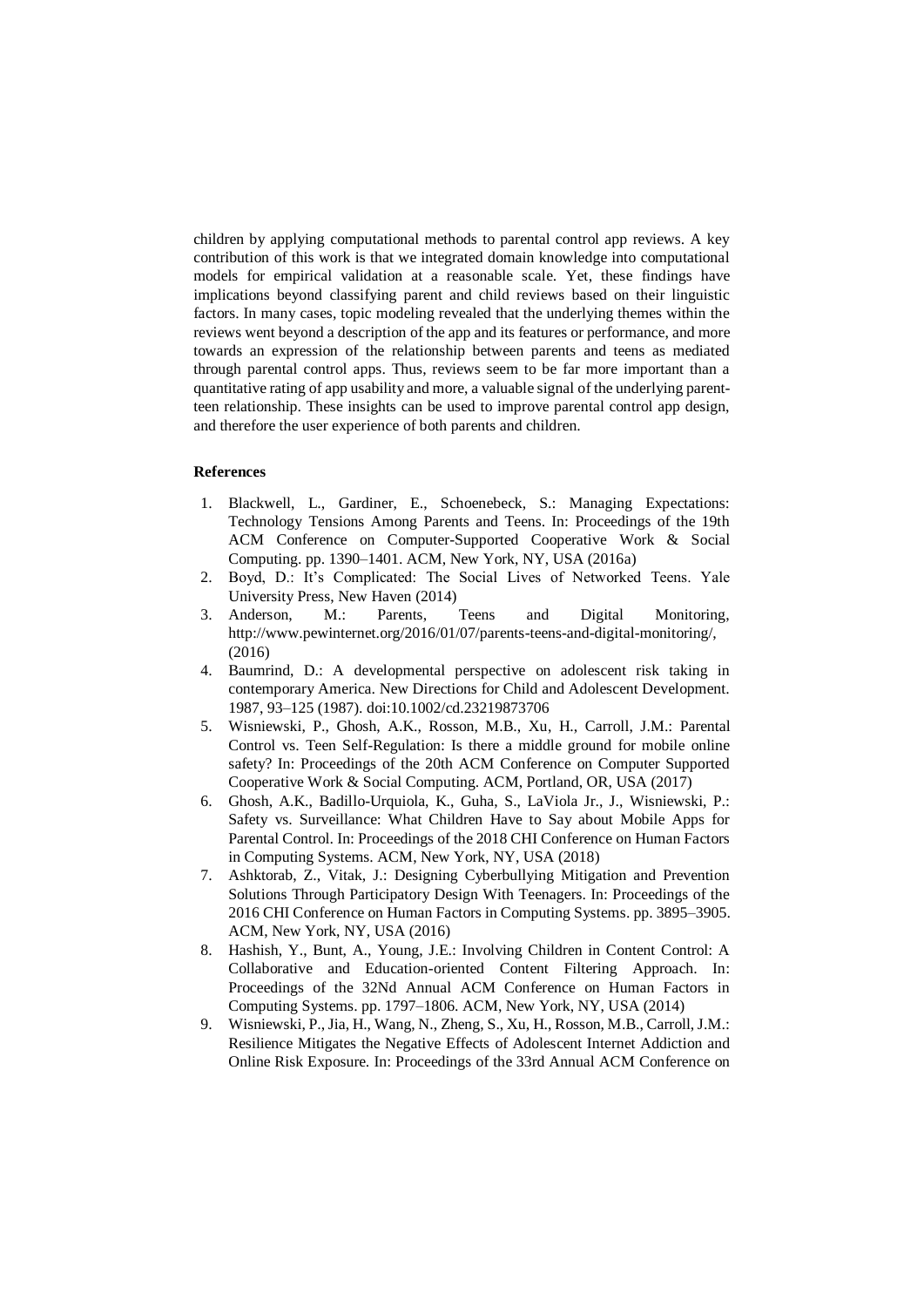children by applying computational methods to parental control app reviews. A key contribution of this work is that we integrated domain knowledge into computational models for empirical validation at a reasonable scale. Yet, these findings have implications beyond classifying parent and child reviews based on their linguistic factors. In many cases, topic modeling revealed that the underlying themes within the reviews went beyond a description of the app and its features or performance, and more towards an expression of the relationship between parents and teens as mediated through parental control apps. Thus, reviews seem to be far more important than a quantitative rating of app usability and more, a valuable signal of the underlying parent-teen relationship. These insights can be used to improve parental control app design, and therefore the user experience of both parents and children.

**References**

1. Blackwell, L., Gardiner, E., Schoenebeck, S.: Managing Expectations: Technology Tensions Among Parents and Teens. In: Proceedings of the 19th ACM Conference on Computer-Supported Cooperative Work & Social Computing. pp. 1390–1401. ACM, New York, NY, USA (2016a)
2. Boyd, D.: It's Complicated: The Social Lives of Networked Teens. Yale University Press, New Haven (2014)
3. Anderson, M.: Parents, Teens and Digital Monitoring, http://www.pewinternet.org/2016/01/07/parents-teens-and-digital-monitoring/, (2016)
4. Baumrind, D.: A developmental perspective on adolescent risk taking in contemporary America. New Directions for Child and Adolescent Development. 1987, 93–125 (1987). doi:10.1002/cd.23219873706
5. Wisniewski, P., Ghosh, A.K., Rosson, M.B., Xu, H., Carroll, J.M.: Parental Control vs. Teen Self-Regulation: Is there a middle ground for mobile online safety? In: Proceedings of the 20th ACM Conference on Computer Supported Cooperative Work & Social Computing. ACM, Portland, OR, USA (2017)
6. Ghosh, A.K., Badillo-Urquiola, K., Guha, S., LaViola Jr., J., Wisniewski, P.: Safety vs. Surveillance: What Children Have to Say about Mobile Apps for Parental Control. In: Proceedings of the 2018 CHI Conference on Human Factors in Computing Systems. ACM, New York, NY, USA (2018)
7. Ashktorab, Z., Vitak, J.: Designing Cyberbullying Mitigation and Prevention Solutions Through Participatory Design With Teenagers. In: Proceedings of the 2016 CHI Conference on Human Factors in Computing Systems. pp. 3895–3905. ACM, New York, NY, USA (2016)
8. Hashish, Y., Bunt, A., Young, J.E.: Involving Children in Content Control: A Collaborative and Education-oriented Content Filtering Approach. In: Proceedings of the 32Nd Annual ACM Conference on Human Factors in Computing Systems. pp. 1797–1806. ACM, New York, NY, USA (2014)
9. Wisniewski, P., Jia, H., Wang, N., Zheng, S., Xu, H., Rosson, M.B., Carroll, J.M.: Resilience Mitigates the Negative Effects of Adolescent Internet Addiction and Online Risk Exposure. In: Proceedings of the 33rd Annual ACM Conference on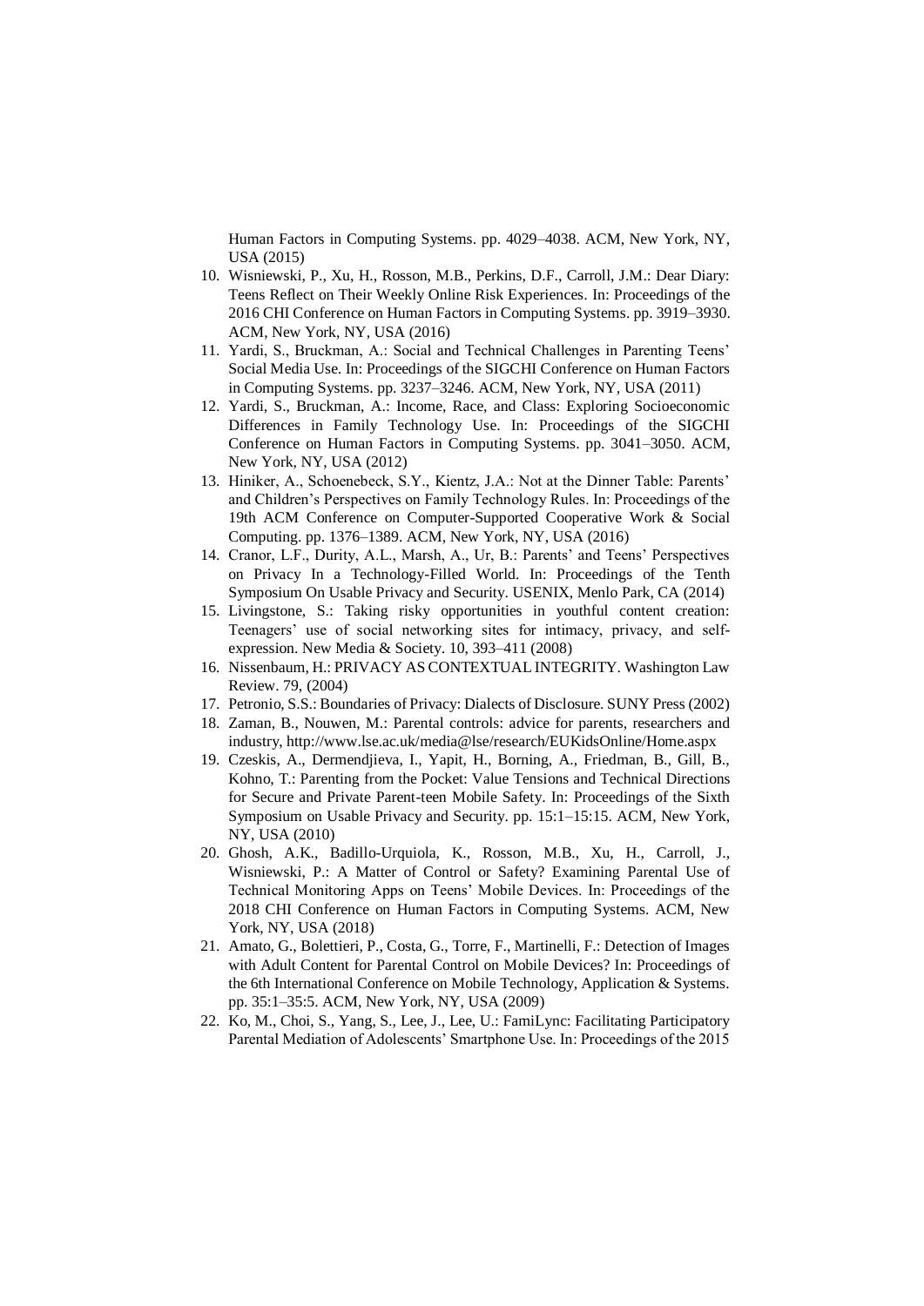Human Factors in Computing Systems. pp. 4029–4038. ACM, New York, NY, USA (2015)

10. Wisniewski, P., Xu, H., Rosson, M.B., Perkins, D.F., Carroll, J.M.: Dear Diary: Teens Reflect on Their Weekly Online Risk Experiences. In: Proceedings of the 2016 CHI Conference on Human Factors in Computing Systems. pp. 3919–3930. ACM, New York, NY, USA (2016)
11. Yardi, S., Bruckman, A.: Social and Technical Challenges in Parenting Teens' Social Media Use. In: Proceedings of the SIGCHI Conference on Human Factors in Computing Systems. pp. 3237–3246. ACM, New York, NY, USA (2011)
12. Yardi, S., Bruckman, A.: Income, Race, and Class: Exploring Socioeconomic Differences in Family Technology Use. In: Proceedings of the SIGCHI Conference on Human Factors in Computing Systems. pp. 3041–3050. ACM, New York, NY, USA (2012)
13. Hiniker, A., Schoenebeck, S.Y., Kientz, J.A.: Not at the Dinner Table: Parents' and Children's Perspectives on Family Technology Rules. In: Proceedings of the 19th ACM Conference on Computer-Supported Cooperative Work & Social Computing. pp. 1376–1389. ACM, New York, NY, USA (2016)
14. Cranor, L.F., Durity, A.L., Marsh, A., Ur, B.: Parents' and Teens' Perspectives on Privacy In a Technology-Filled World. In: Proceedings of the Tenth Symposium On Usable Privacy and Security. USENIX, Menlo Park, CA (2014)
15. Livingstone, S.: Taking risky opportunities in youthful content creation: Teenagers' use of social networking sites for intimacy, privacy, and self-expression. New Media & Society. 10, 393–411 (2008)
16. Nissenbaum, H.: PRIVACY AS CONTEXTUAL INTEGRITY. Washington Law Review. 79, (2004)
17. Petronio, S.S.: Boundaries of Privacy: Dialects of Disclosure. SUNY Press (2002)
18. Zaman, B., Nouwen, M.: Parental controls: advice for parents, researchers and industry, http://www.lse.ac.uk/media@lse/research/EUKidsOnline/Home.aspx
19. Czeskis, A., Dermendjieva, I., Yapit, H., Borning, A., Friedman, B., Gill, B., Kohno, T.: Parenting from the Pocket: Value Tensions and Technical Directions for Secure and Private Parent-teen Mobile Safety. In: Proceedings of the Sixth Symposium on Usable Privacy and Security. pp. 15:1–15:15. ACM, New York, NY, USA (2010)
20. Ghosh, A.K., Badillo-Urquiola, K., Rosson, M.B., Xu, H., Carroll, J., Wisniewski, P.: A Matter of Control or Safety? Examining Parental Use of Technical Monitoring Apps on Teens' Mobile Devices. In: Proceedings of the 2018 CHI Conference on Human Factors in Computing Systems. ACM, New York, NY, USA (2018)
21. Amato, G., Bolettieri, P., Costa, G., Torre, F., Martinelli, F.: Detection of Images with Adult Content for Parental Control on Mobile Devices? In: Proceedings of the 6th International Conference on Mobile Technology, Application & Systems. pp. 35:1–35:5. ACM, New York, NY, USA (2009)
22. Ko, M., Choi, S., Yang, S., Lee, J., Lee, U.: FamiLync: Facilitating Participatory Parental Mediation of Adolescents' Smartphone Use. In: Proceedings of the 2015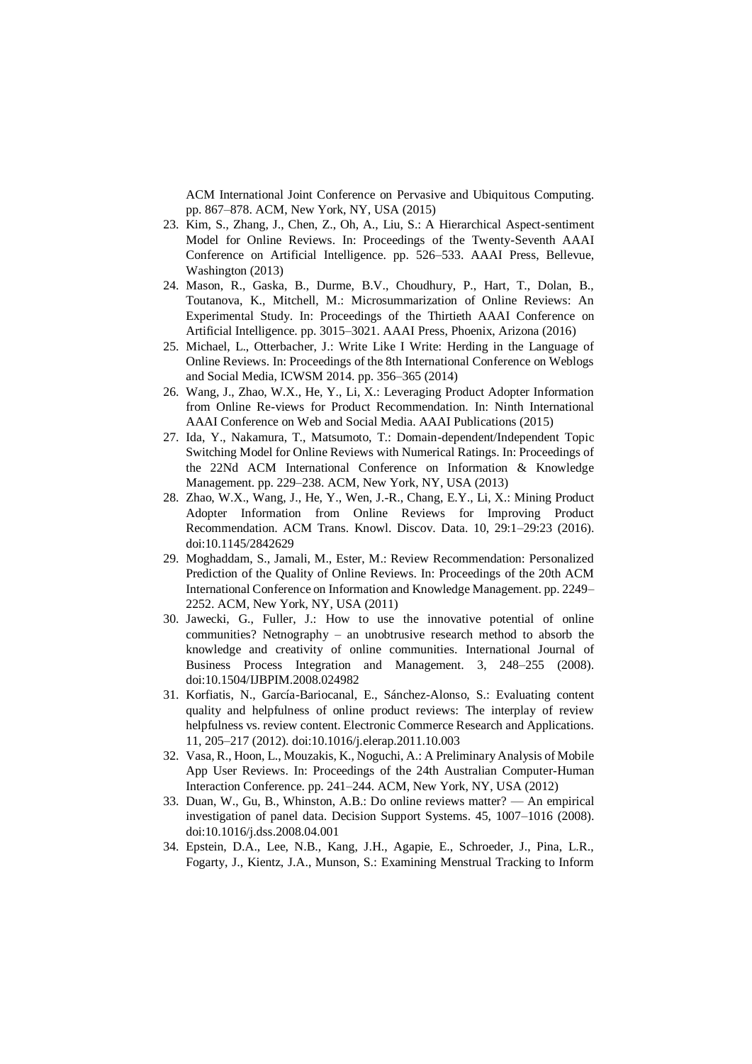ACM International Joint Conference on Pervasive and Ubiquitous Computing. pp. 867–878. ACM, New York, NY, USA (2015)

23. Kim, S., Zhang, J., Chen, Z., Oh, A., Liu, S.: A Hierarchical Aspect-sentiment Model for Online Reviews. In: Proceedings of the Twenty-Seventh AAAI Conference on Artificial Intelligence. pp. 526–533. AAAI Press, Bellevue, Washington (2013)
24. Mason, R., Gaska, B., Durme, B.V., Choudhury, P., Hart, T., Dolan, B., Toutanova, K., Mitchell, M.: Microsummarization of Online Reviews: An Experimental Study. In: Proceedings of the Thirtieth AAAI Conference on Artificial Intelligence. pp. 3015–3021. AAAI Press, Phoenix, Arizona (2016)
25. Michael, L., Otterbacher, J.: Write Like I Write: Herding in the Language of Online Reviews. In: Proceedings of the 8th International Conference on Weblogs and Social Media, ICWSM 2014. pp. 356–365 (2014)
26. Wang, J., Zhao, W.X., He, Y., Li, X.: Leveraging Product Adopter Information from Online Re-views for Product Recommendation. In: Ninth International AAAI Conference on Web and Social Media. AAAI Publications (2015)
27. Ida, Y., Nakamura, T., Matsumoto, T.: Domain-dependent/Independent Topic Switching Model for Online Reviews with Numerical Ratings. In: Proceedings of the 22Nd ACM International Conference on Information & Knowledge Management. pp. 229–238. ACM, New York, NY, USA (2013)
28. Zhao, W.X., Wang, J., He, Y., Wen, J.-R., Chang, E.Y., Li, X.: Mining Product Adopter Information from Online Reviews for Improving Product Recommendation. ACM Trans. Knowl. Discov. Data. 10, 29:1–29:23 (2016). doi:10.1145/2842629
29. Moghaddam, S., Jamali, M., Ester, M.: Review Recommendation: Personalized Prediction of the Quality of Online Reviews. In: Proceedings of the 20th ACM International Conference on Information and Knowledge Management. pp. 2249–2252. ACM, New York, NY, USA (2011)
30. Jawecki, G., Fuller, J.: How to use the innovative potential of online communities? Netnography – an unobtrusive research method to absorb the knowledge and creativity of online communities. International Journal of Business Process Integration and Management. 3, 248–255 (2008). doi:10.1504/IJBPIM.2008.024982
31. Korfiatis, N., García-Bariocanal, E., Sánchez-Alonso, S.: Evaluating content quality and helpfulness of online product reviews: The interplay of review helpfulness vs. review content. Electronic Commerce Research and Applications. 11, 205–217 (2012). doi:10.1016/j.elerap.2011.10.003
32. Vasa, R., Hoon, L., Mouzakis, K., Noguchi, A.: A Preliminary Analysis of Mobile App User Reviews. In: Proceedings of the 24th Australian Computer-Human Interaction Conference. pp. 241–244. ACM, New York, NY, USA (2012)
33. Duan, W., Gu, B., Whinston, A.B.: Do online reviews matter? — An empirical investigation of panel data. Decision Support Systems. 45, 1007–1016 (2008). doi:10.1016/j.dss.2008.04.001
34. Epstein, D.A., Lee, N.B., Kang, J.H., Agapie, E., Schroeder, J., Pina, L.R., Fogarty, J., Kientz, J.A., Munson, S.: Examining Menstrual Tracking to Inform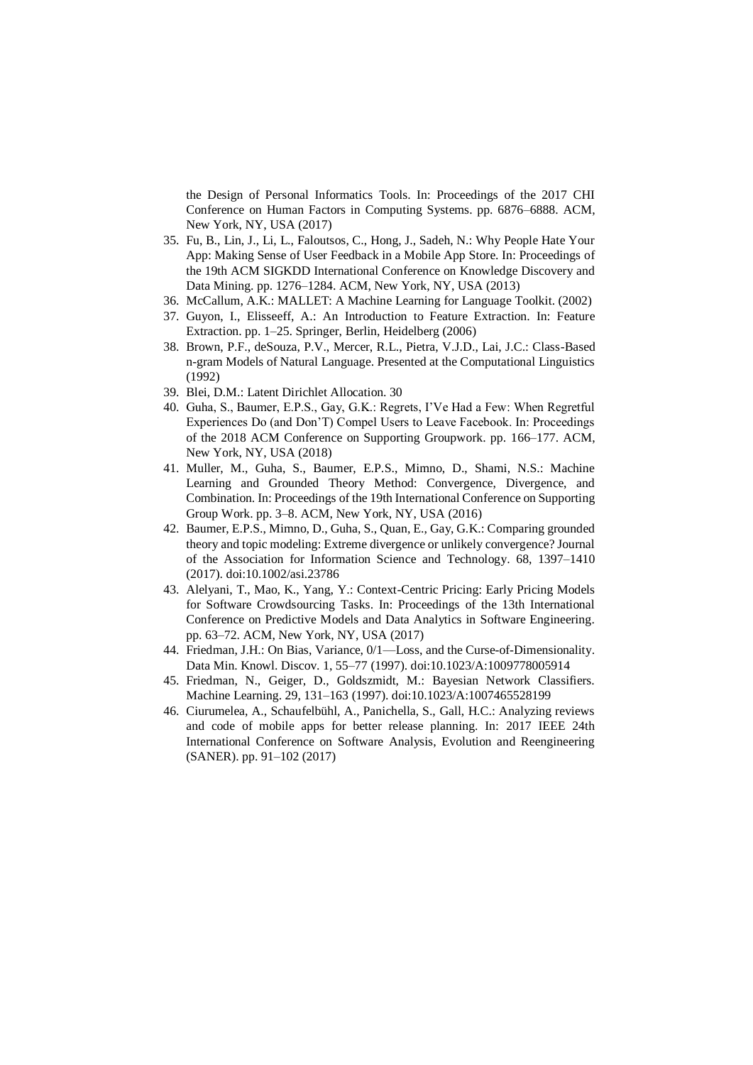the Design of Personal Informatics Tools. In: Proceedings of the 2017 CHI Conference on Human Factors in Computing Systems. pp. 6876–6888. ACM, New York, NY, USA (2017)

35. Fu, B., Lin, J., Li, L., Faloutsos, C., Hong, J., Sadeh, N.: Why People Hate Your App: Making Sense of User Feedback in a Mobile App Store. In: Proceedings of the 19th ACM SIGKDD International Conference on Knowledge Discovery and Data Mining. pp. 1276–1284. ACM, New York, NY, USA (2013)
36. McCallum, A.K.: MALLET: A Machine Learning for Language Toolkit. (2002)
37. Guyon, I., Elisseeff, A.: An Introduction to Feature Extraction. In: Feature Extraction. pp. 1–25. Springer, Berlin, Heidelberg (2006)
38. Brown, P.F., deSouza, P.V., Mercer, R.L., Pietra, V.J.D., Lai, J.C.: Class-Based n-gram Models of Natural Language. Presented at the Computational Linguistics (1992)
39. Blei, D.M.: Latent Dirichlet Allocation. 30
40. Guha, S., Baumer, E.P.S., Gay, G.K.: Regrets, I'Ve Had a Few: When Regretful Experiences Do (and Don'T) Compel Users to Leave Facebook. In: Proceedings of the 2018 ACM Conference on Supporting Groupwork. pp. 166–177. ACM, New York, NY, USA (2018)
41. Muller, M., Guha, S., Baumer, E.P.S., Mimno, D., Shami, N.S.: Machine Learning and Grounded Theory Method: Convergence, Divergence, and Combination. In: Proceedings of the 19th International Conference on Supporting Group Work. pp. 3–8. ACM, New York, NY, USA (2016)
42. Baumer, E.P.S., Mimno, D., Guha, S., Quan, E., Gay, G.K.: Comparing grounded theory and topic modeling: Extreme divergence or unlikely convergence? Journal of the Association for Information Science and Technology. 68, 1397–1410 (2017). doi:10.1002/asi.23786
43. Alelyani, T., Mao, K., Yang, Y.: Context-Centric Pricing: Early Pricing Models for Software Crowdsourcing Tasks. In: Proceedings of the 13th International Conference on Predictive Models and Data Analytics in Software Engineering. pp. 63–72. ACM, New York, NY, USA (2017)
44. Friedman, J.H.: On Bias, Variance, 0/1—Loss, and the Curse-of-Dimensionality. Data Min. Knowl. Discov. 1, 55–77 (1997). doi:10.1023/A:1009778005914
45. Friedman, N., Geiger, D., Goldszmidt, M.: Bayesian Network Classifiers. Machine Learning. 29, 131–163 (1997). doi:10.1023/A:1007465528199
46. Ciurumelea, A., Schaufelbühl, A., Panichella, S., Gall, H.C.: Analyzing reviews and code of mobile apps for better release planning. In: 2017 IEEE 24th International Conference on Software Analysis, Evolution and Reengineering (SANER). pp. 91–102 (2017)